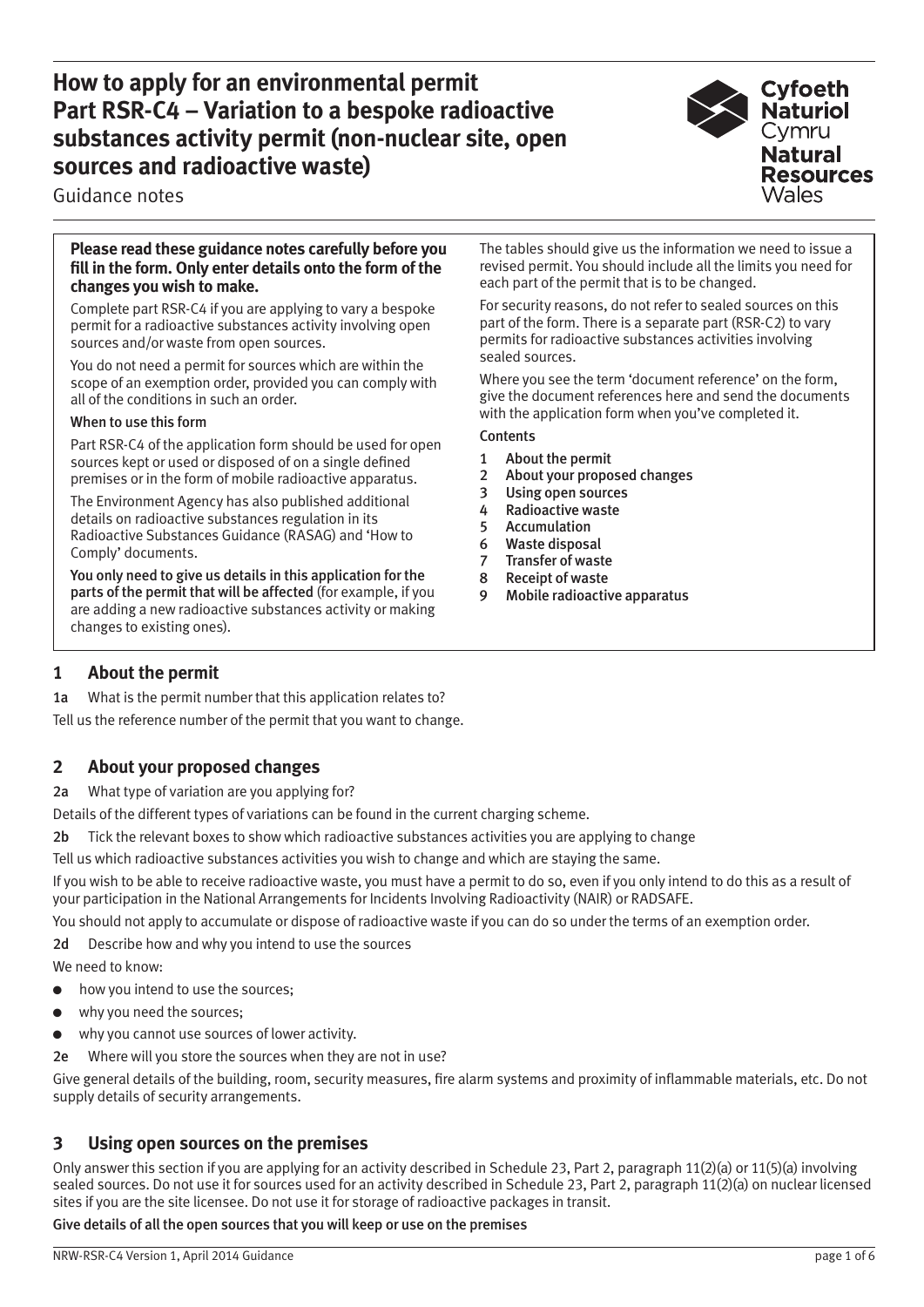# How to apply for an environmental permit Part RSR-C4 – Variation to a bespoke radioactive substances activity permit (non-nuclear site, open sources and radioactive waste)

Guidance notes

Cyfoeth Naturiol Cymru
Natural Resources Wales

**Please read these guidance notes carefully before you fill in the form. Only enter details onto the form of the changes you wish to make.**

Complete part RSR-C4 if you are applying to vary a bespoke permit for a radioactive substances activity involving open sources and/or waste from open sources.

You do not need a permit for sources which are within the scope of an exemption order, provided you can comply with all of the conditions in such an order.

**When to use this form**

Part RSR-C4 of the application form should be used for open sources kept or used or disposed of on a single defined premises or in the form of mobile radioactive apparatus.

The Environment Agency has also published additional details on radioactive substances regulation in its Radioactive Substances Guidance (RASAG) and 'How to Comply' documents.

**You only need to give us details in this application for the parts of the permit that will be affected** (for example, if you are adding a new radioactive substances activity or making changes to existing ones).

The tables should give us the information we need to issue a revised permit. You should include all the limits you need for each part of the permit that is to be changed.

For security reasons, do not refer to sealed sources on this part of the form. There is a separate part (RSR-C2) to vary permits for radioactive substances activities involving sealed sources.

Where you see the term 'document reference' on the form, give the document references here and send the documents with the application form when you've completed it.

**Contents**

1. About the permit
2. About your proposed changes
3. Using open sources
4. Radioactive waste
5. Accumulation
6. Waste disposal
7. Transfer of waste
8. Receipt of waste
9. Mobile radioactive apparatus

## 1 About the permit

**1a** What is the permit number that this application relates to?

Tell us the reference number of the permit that you want to change.

## 2 About your proposed changes

**2a** What type of variation are you applying for?

Details of the different types of variations can be found in the current charging scheme.

**2b** Tick the relevant boxes to show which radioactive substances activities you are applying to change

Tell us which radioactive substances activities you wish to change and which are staying the same.

If you wish to be able to receive radioactive waste, you must have a permit to do so, even if you only intend to do this as a result of your participation in the National Arrangements for Incidents Involving Radioactivity (NAIR) or RADSAFE.

You should not apply to accumulate or dispose of radioactive waste if you can do so under the terms of an exemption order.

**2d** Describe how and why you intend to use the sources

We need to know:

- how you intend to use the sources;
- why you need the sources;
- why you cannot use sources of lower activity.

**2e** Where will you store the sources when they are not in use?

Give general details of the building, room, security measures, fire alarm systems and proximity of inflammable materials, etc. Do not supply details of security arrangements.

## 3 Using open sources on the premises

Only answer this section if you are applying for an activity described in Schedule 23, Part 2, paragraph 11(2)(a) or 11(5)(a) involving sealed sources. Do not use it for sources used for an activity described in Schedule 23, Part 2, paragraph 11(2)(a) on nuclear licensed sites if you are the site licensee. Do not use it for storage of radioactive packages in transit.

**Give details of all the open sources that you will keep or use on the premises**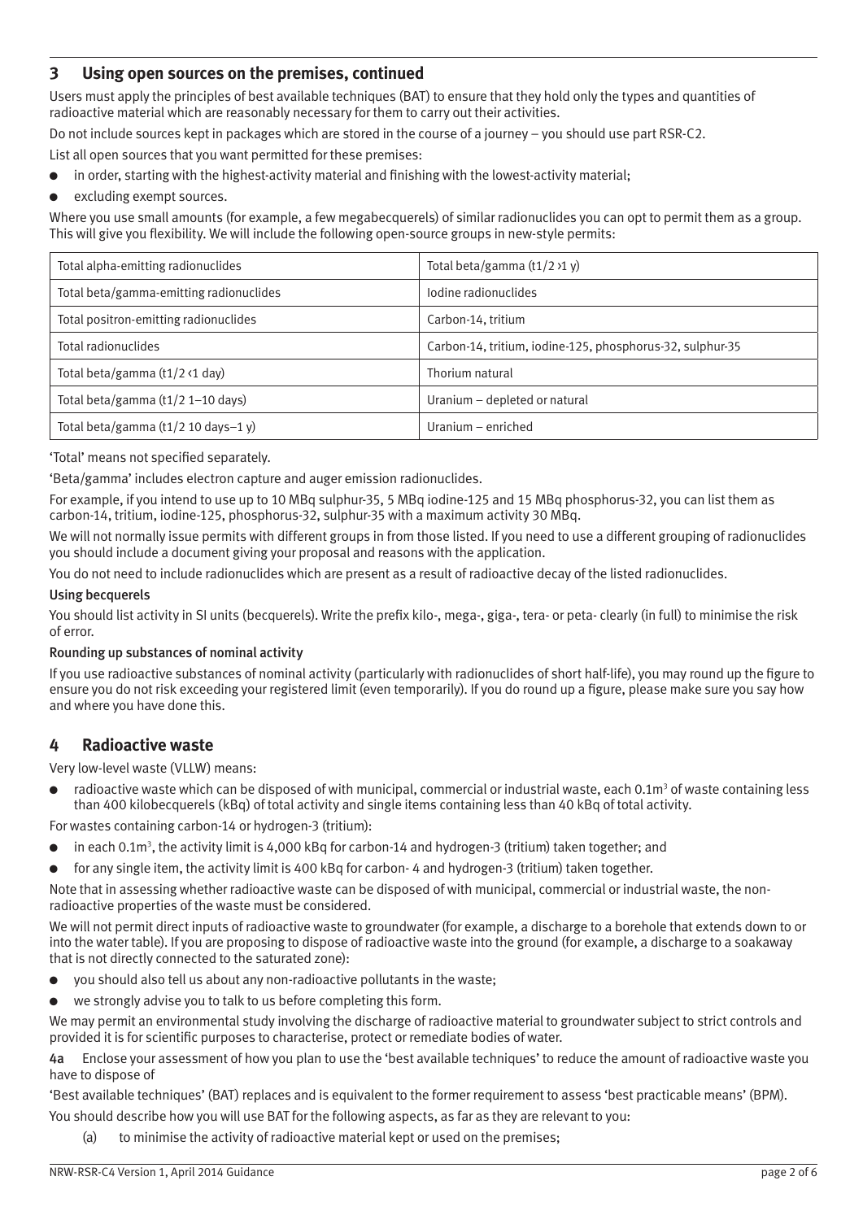## 3 Using open sources on the premises, continued

Users must apply the principles of best available techniques (BAT) to ensure that they hold only the types and quantities of radioactive material which are reasonably necessary for them to carry out their activities.

Do not include sources kept in packages which are stored in the course of a journey – you should use part RSR-C2.

List all open sources that you want permitted for these premises:

- in order, starting with the highest-activity material and finishing with the lowest-activity material;
- excluding exempt sources.

Where you use small amounts (for example, a few megabecquerels) of similar radionuclides you can opt to permit them as a group. This will give you flexibility. We will include the following open-source groups in new-style permits:

| | |
|---|---|
| Total alpha-emitting radionuclides | Total beta/gamma ($t_{1/2}$ >1 y) |
| Total beta/gamma-emitting radionuclides | Iodine radionuclides |
| Total positron-emitting radionuclides | Carbon-14, tritium |
| Total radionuclides | Carbon-14, tritium, iodine-125, phosphorus-32, sulphur-35 |
| Total beta/gamma ($t_{1/2}$ <1 day) | Thorium natural |
| Total beta/gamma ($t_{1/2}$ 1–10 days) | Uranium – depleted or natural |
| Total beta/gamma ($t_{1/2}$ 10 days–1 y) | Uranium – enriched |

'Total' means not specified separately.

'Beta/gamma' includes electron capture and auger emission radionuclides.

For example, if you intend to use up to 10 MBq sulphur-35, 5 MBq iodine-125 and 15 MBq phosphorus-32, you can list them as carbon-14, tritium, iodine-125, phosphorus-32, sulphur-35 with a maximum activity 30 MBq.

We will not normally issue permits with different groups in from those listed. If you need to use a different grouping of radionuclides you should include a document giving your proposal and reasons with the application.

You do not need to include radionuclides which are present as a result of radioactive decay of the listed radionuclides.

**Using becquerels**

You should list activity in SI units (becquerels). Write the prefix kilo-, mega-, giga-, tera- or peta- clearly (in full) to minimise the risk of error.

**Rounding up substances of nominal activity**

If you use radioactive substances of nominal activity (particularly with radionuclides of short half-life), you may round up the figure to ensure you do not risk exceeding your registered limit (even temporarily). If you do round up a figure, please make sure you say how and where you have done this.

## 4 Radioactive waste

Very low-level waste (VLLW) means:

- radioactive waste which can be disposed of with municipal, commercial or industrial waste, each $0.1m^3$ of waste containing less than 400 kilobecquerels (kBq) of total activity and single items containing less than 40 kBq of total activity.

For wastes containing carbon-14 or hydrogen-3 (tritium):

- in each $0.1m^3$, the activity limit is 4,000 kBq for carbon-14 and hydrogen-3 (tritium) taken together; and
- for any single item, the activity limit is 400 kBq for carbon- 4 and hydrogen-3 (tritium) taken together.

Note that in assessing whether radioactive waste can be disposed of with municipal, commercial or industrial waste, the non-radioactive properties of the waste must be considered.

We will not permit direct inputs of radioactive waste to groundwater (for example, a discharge to a borehole that extends down to or into the water table). If you are proposing to dispose of radioactive waste into the ground (for example, a discharge to a soakaway that is not directly connected to the saturated zone):

- you should also tell us about any non-radioactive pollutants in the waste;
- we strongly advise you to talk to us before completing this form.

We may permit an environmental study involving the discharge of radioactive material to groundwater subject to strict controls and provided it is for scientific purposes to characterise, protect or remediate bodies of water.

**4a** Enclose your assessment of how you plan to use the 'best available techniques' to reduce the amount of radioactive waste you have to dispose of

'Best available techniques' (BAT) replaces and is equivalent to the former requirement to assess 'best practicable means' (BPM).

You should describe how you will use BAT for the following aspects, as far as they are relevant to you:

(a) to minimise the activity of radioactive material kept or used on the premises;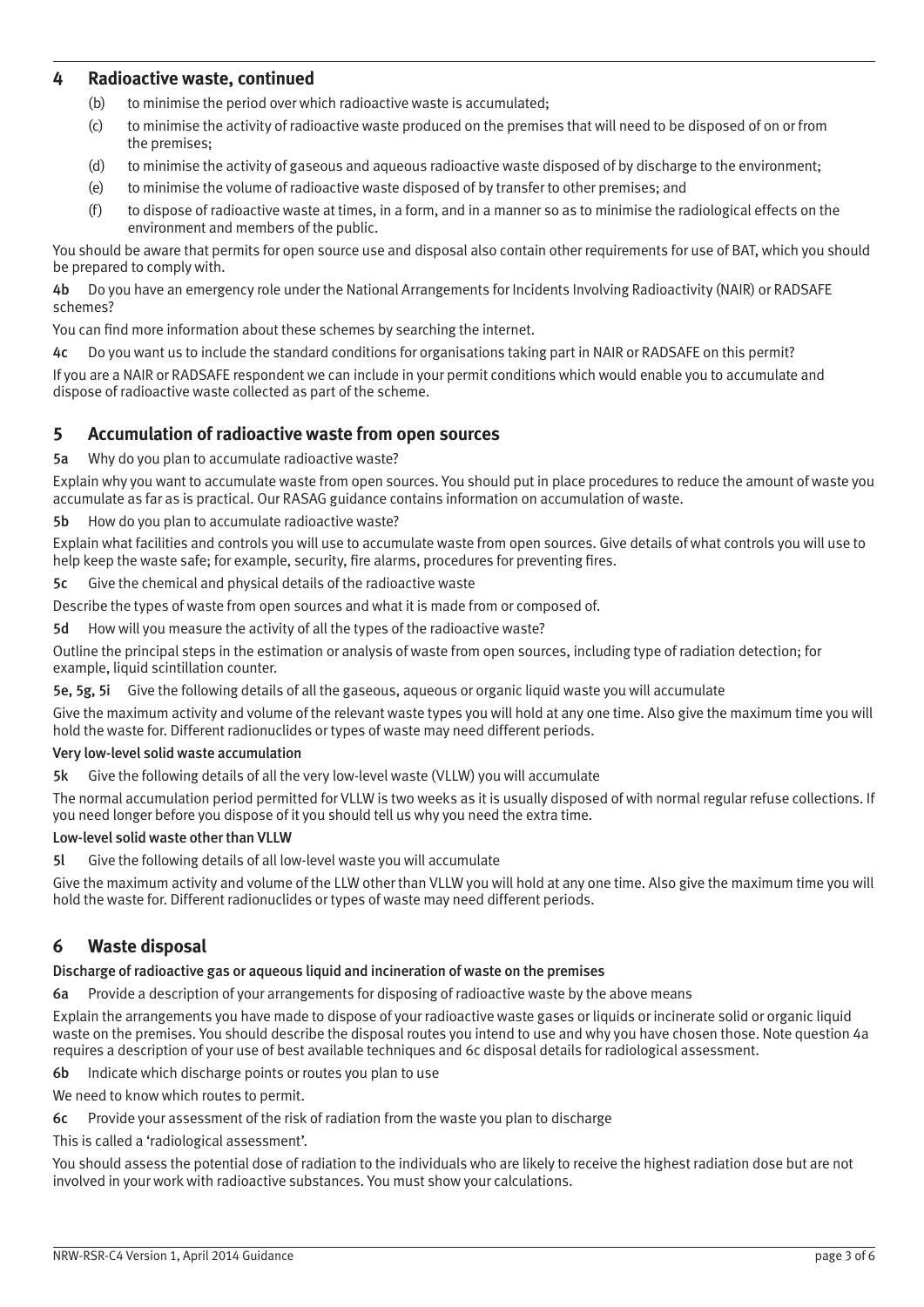## 4 Radioactive waste, continued

(b) to minimise the period over which radioactive waste is accumulated;

(c) to minimise the activity of radioactive waste produced on the premises that will need to be disposed of on or from the premises;

(d) to minimise the activity of gaseous and aqueous radioactive waste disposed of by discharge to the environment;

(e) to minimise the volume of radioactive waste disposed of by transfer to other premises; and

(f) to dispose of radioactive waste at times, in a form, and in a manner so as to minimise the radiological effects on the environment and members of the public.

You should be aware that permits for open source use and disposal also contain other requirements for use of BAT, which you should be prepared to comply with.

**4b** Do you have an emergency role under the National Arrangements for Incidents Involving Radioactivity (NAIR) or RADSAFE schemes?

You can find more information about these schemes by searching the internet.

**4c** Do you want us to include the standard conditions for organisations taking part in NAIR or RADSAFE on this permit?

If you are a NAIR or RADSAFE respondent we can include in your permit conditions which would enable you to accumulate and dispose of radioactive waste collected as part of the scheme.

## 5 Accumulation of radioactive waste from open sources

**5a** Why do you plan to accumulate radioactive waste?

Explain why you want to accumulate waste from open sources. You should put in place procedures to reduce the amount of waste you accumulate as far as is practical. Our RASAG guidance contains information on accumulation of waste.

**5b** How do you plan to accumulate radioactive waste?

Explain what facilities and controls you will use to accumulate waste from open sources. Give details of what controls you will use to help keep the waste safe; for example, security, fire alarms, procedures for preventing fires.

**5c** Give the chemical and physical details of the radioactive waste

Describe the types of waste from open sources and what it is made from or composed of.

**5d** How will you measure the activity of all the types of the radioactive waste?

Outline the principal steps in the estimation or analysis of waste from open sources, including type of radiation detection; for example, liquid scintillation counter.

**5e, 5g, 5i** Give the following details of all the gaseous, aqueous or organic liquid waste you will accumulate

Give the maximum activity and volume of the relevant waste types you will hold at any one time. Also give the maximum time you will hold the waste for. Different radionuclides or types of waste may need different periods.

### Very low-level solid waste accumulation

**5k** Give the following details of all the very low-level waste (VLLW) you will accumulate

The normal accumulation period permitted for VLLW is two weeks as it is usually disposed of with normal regular refuse collections. If you need longer before you dispose of it you should tell us why you need the extra time.

### Low-level solid waste other than VLLW

**5l** Give the following details of all low-level waste you will accumulate

Give the maximum activity and volume of the LLW other than VLLW you will hold at any one time. Also give the maximum time you will hold the waste for. Different radionuclides or types of waste may need different periods.

## 6 Waste disposal

### Discharge of radioactive gas or aqueous liquid and incineration of waste on the premises

**6a** Provide a description of your arrangements for disposing of radioactive waste by the above means

Explain the arrangements you have made to dispose of your radioactive waste gases or liquids or incinerate solid or organic liquid waste on the premises. You should describe the disposal routes you intend to use and why you have chosen those. Note question 4a requires a description of your use of best available techniques and 6c disposal details for radiological assessment.

**6b** Indicate which discharge points or routes you plan to use

We need to know which routes to permit.

**6c** Provide your assessment of the risk of radiation from the waste you plan to discharge

This is called a 'radiological assessment'.

You should assess the potential dose of radiation to the individuals who are likely to receive the highest radiation dose but are not involved in your work with radioactive substances. You must show your calculations.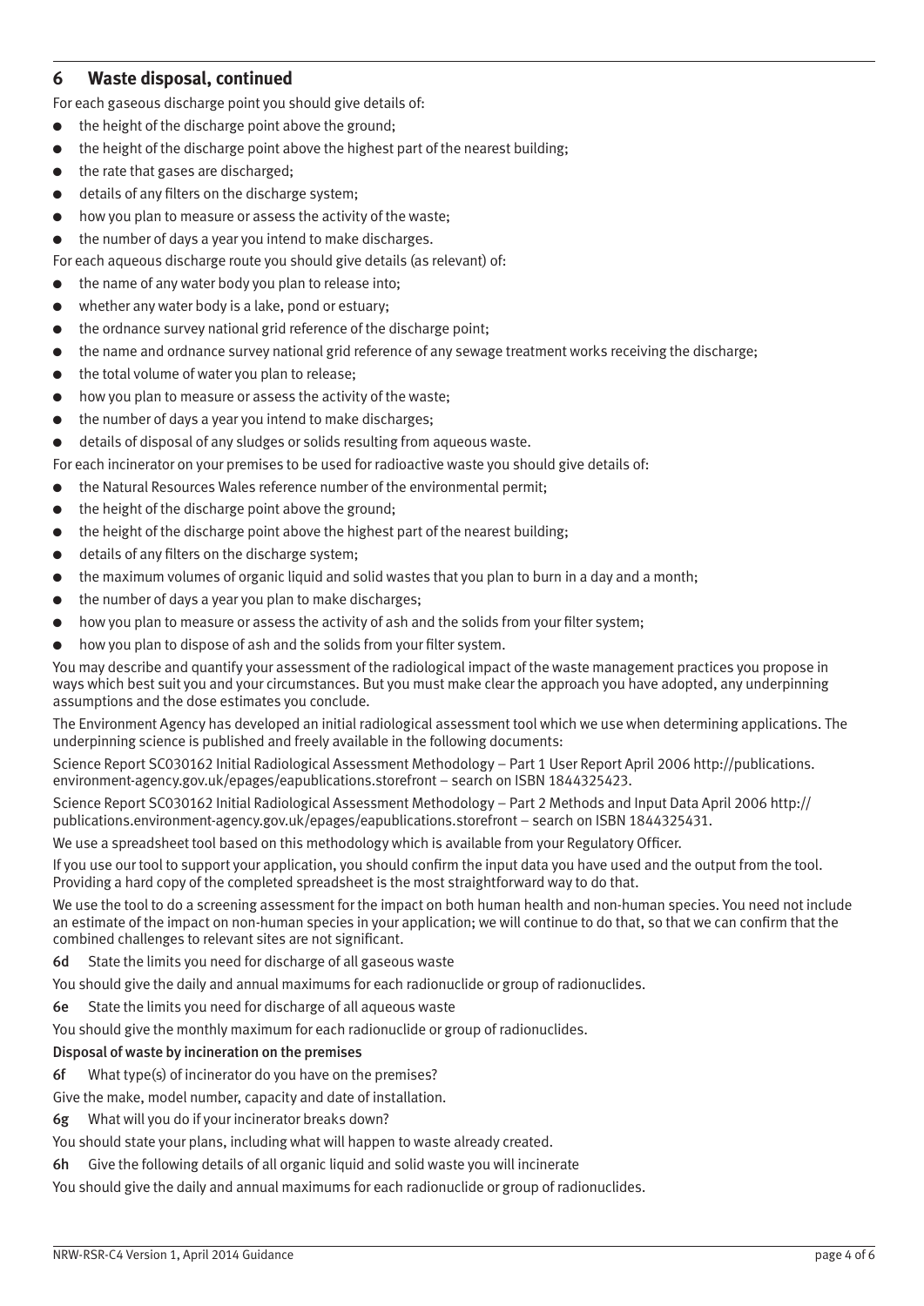## 6 Waste disposal, continued

For each gaseous discharge point you should give details of:

- the height of the discharge point above the ground;
- the height of the discharge point above the highest part of the nearest building;
- the rate that gases are discharged;
- details of any filters on the discharge system;
- how you plan to measure or assess the activity of the waste;
- the number of days a year you intend to make discharges.

For each aqueous discharge route you should give details (as relevant) of:

- the name of any water body you plan to release into;
- whether any water body is a lake, pond or estuary;
- the ordnance survey national grid reference of the discharge point;
- the name and ordnance survey national grid reference of any sewage treatment works receiving the discharge;
- the total volume of water you plan to release;
- how you plan to measure or assess the activity of the waste;
- the number of days a year you intend to make discharges;
- details of disposal of any sludges or solids resulting from aqueous waste.

For each incinerator on your premises to be used for radioactive waste you should give details of:

- the Natural Resources Wales reference number of the environmental permit;
- the height of the discharge point above the ground;
- the height of the discharge point above the highest part of the nearest building;
- details of any filters on the discharge system;
- the maximum volumes of organic liquid and solid wastes that you plan to burn in a day and a month;
- the number of days a year you plan to make discharges;
- how you plan to measure or assess the activity of ash and the solids from your filter system;
- how you plan to dispose of ash and the solids from your filter system.

You may describe and quantify your assessment of the radiological impact of the waste management practices you propose in ways which best suit you and your circumstances. But you must make clear the approach you have adopted, any underpinning assumptions and the dose estimates you conclude.

The Environment Agency has developed an initial radiological assessment tool which we use when determining applications. The underpinning science is published and freely available in the following documents:

Science Report SC030162 Initial Radiological Assessment Methodology – Part 1 User Report April 2006 http://publications.environment-agency.gov.uk/epages/eapublications.storefront – search on ISBN 1844325423.

Science Report SC030162 Initial Radiological Assessment Methodology – Part 2 Methods and Input Data April 2006 http://publications.environment-agency.gov.uk/epages/eapublications.storefront – search on ISBN 1844325431.

We use a spreadsheet tool based on this methodology which is available from your Regulatory Officer.

If you use our tool to support your application, you should confirm the input data you have used and the output from the tool. Providing a hard copy of the completed spreadsheet is the most straightforward way to do that.

We use the tool to do a screening assessment for the impact on both human health and non-human species. You need not include an estimate of the impact on non-human species in your application; we will continue to do that, so that we can confirm that the combined challenges to relevant sites are not significant.

**6d** State the limits you need for discharge of all gaseous waste

You should give the daily and annual maximums for each radionuclide or group of radionuclides.

**6e** State the limits you need for discharge of all aqueous waste

You should give the monthly maximum for each radionuclide or group of radionuclides.

**Disposal of waste by incineration on the premises**

**6f** What type(s) of incinerator do you have on the premises?

Give the make, model number, capacity and date of installation.

**6g** What will you do if your incinerator breaks down?

You should state your plans, including what will happen to waste already created.

**6h** Give the following details of all organic liquid and solid waste you will incinerate

You should give the daily and annual maximums for each radionuclide or group of radionuclides.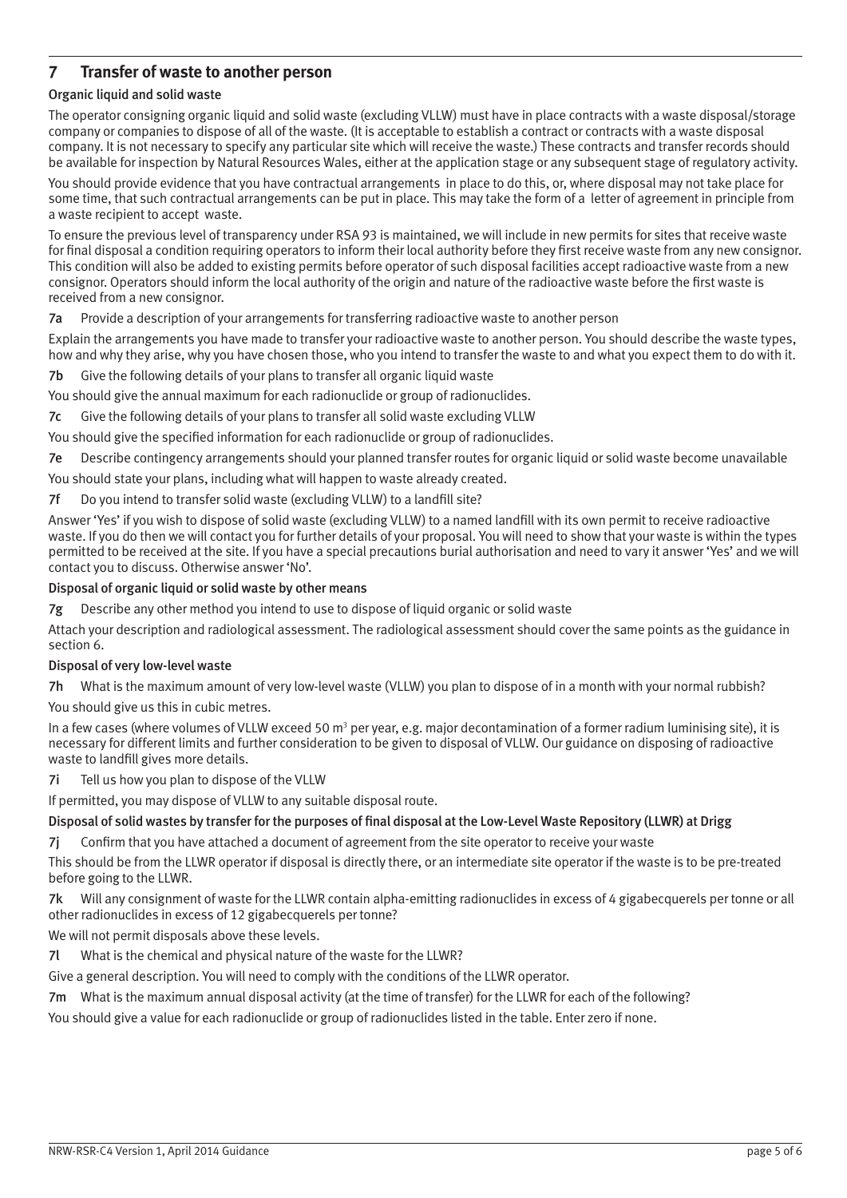## 7 Transfer of waste to another person

### Organic liquid and solid waste

The operator consigning organic liquid and solid waste (excluding VLLW) must have in place contracts with a waste disposal/storage company or companies to dispose of all of the waste. (It is acceptable to establish a contract or contracts with a waste disposal company. It is not necessary to specify any particular site which will receive the waste.) These contracts and transfer records should be available for inspection by Natural Resources Wales, either at the application stage or any subsequent stage of regulatory activity.

You should provide evidence that you have contractual arrangements in place to do this, or, where disposal may not take place for some time, that such contractual arrangements can be put in place. This may take the form of a letter of agreement in principle from a waste recipient to accept waste.

To ensure the previous level of transparency under RSA 93 is maintained, we will include in new permits for sites that receive waste for final disposal a condition requiring operators to inform their local authority before they first receive waste from any new consignor. This condition will also be added to existing permits before operator of such disposal facilities accept radioactive waste from a new consignor. Operators should inform the local authority of the origin and nature of the radioactive waste before the first waste is received from a new consignor.

**7a** Provide a description of your arrangements for transferring radioactive waste to another person

Explain the arrangements you have made to transfer your radioactive waste to another person. You should describe the waste types, how and why they arise, why you have chosen those, who you intend to transfer the waste to and what you expect them to do with it.

**7b** Give the following details of your plans to transfer all organic liquid waste

You should give the annual maximum for each radionuclide or group of radionuclides.

**7c** Give the following details of your plans to transfer all solid waste excluding VLLW

You should give the specified information for each radionuclide or group of radionuclides.

**7e** Describe contingency arrangements should your planned transfer routes for organic liquid or solid waste become unavailable

You should state your plans, including what will happen to waste already created.

**7f** Do you intend to transfer solid waste (excluding VLLW) to a landfill site?

Answer 'Yes' if you wish to dispose of solid waste (excluding VLLW) to a named landfill with its own permit to receive radioactive waste. If you do then we will contact you for further details of your proposal. You will need to show that your waste is within the types permitted to be received at the site. If you have a special precautions burial authorisation and need to vary it answer 'Yes' and we will contact you to discuss. Otherwise answer 'No'.

### Disposal of organic liquid or solid waste by other means

**7g** Describe any other method you intend to use to dispose of liquid organic or solid waste

Attach your description and radiological assessment. The radiological assessment should cover the same points as the guidance in section 6.

### Disposal of very low-level waste

**7h** What is the maximum amount of very low-level waste (VLLW) you plan to dispose of in a month with your normal rubbish?

You should give us this in cubic metres.

In a few cases (where volumes of VLLW exceed 50 $m^3$ per year, e.g. major decontamination of a former radium luminising site), it is necessary for different limits and further consideration to be given to disposal of VLLW. Our guidance on disposing of radioactive waste to landfill gives more details.

**7i** Tell us how you plan to dispose of the VLLW

If permitted, you may dispose of VLLW to any suitable disposal route.

### Disposal of solid wastes by transfer for the purposes of final disposal at the Low-Level Waste Repository (LLWR) at Drigg

**7j** Confirm that you have attached a document of agreement from the site operator to receive your waste

This should be from the LLWR operator if disposal is directly there, or an intermediate site operator if the waste is to be pre-treated before going to the LLWR.

**7k** Will any consignment of waste for the LLWR contain alpha-emitting radionuclides in excess of 4 gigabecquerels per tonne or all other radionuclides in excess of 12 gigabecquerels per tonne?

We will not permit disposals above these levels.

**7l** What is the chemical and physical nature of the waste for the LLWR?

Give a general description. You will need to comply with the conditions of the LLWR operator.

**7m** What is the maximum annual disposal activity (at the time of transfer) for the LLWR for each of the following?

You should give a value for each radionuclide or group of radionuclides listed in the table. Enter zero if none.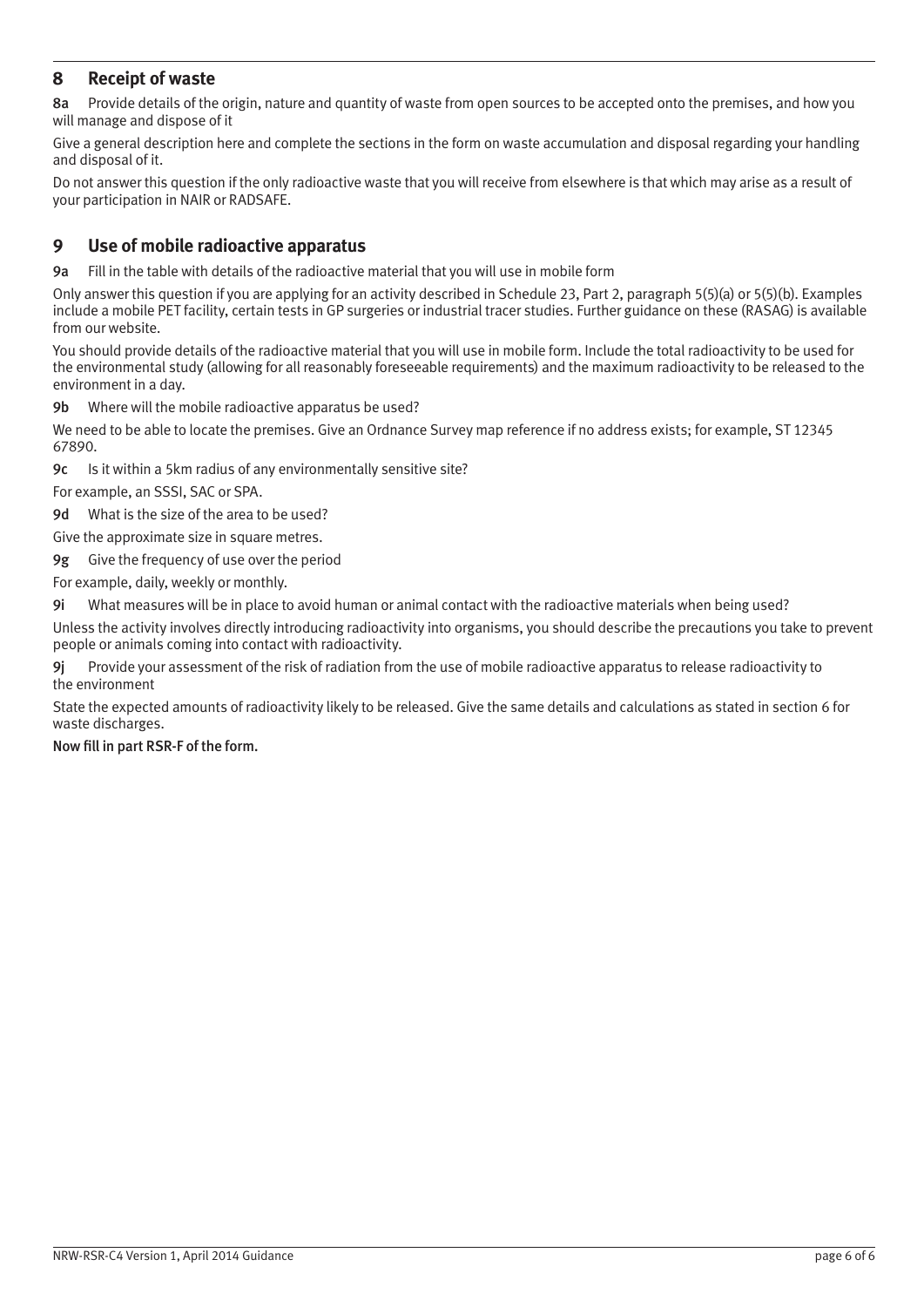## 8 Receipt of waste

**8a** Provide details of the origin, nature and quantity of waste from open sources to be accepted onto the premises, and how you will manage and dispose of it

Give a general description here and complete the sections in the form on waste accumulation and disposal regarding your handling and disposal of it.

Do not answer this question if the only radioactive waste that you will receive from elsewhere is that which may arise as a result of your participation in NAIR or RADSAFE.

## 9 Use of mobile radioactive apparatus

**9a** Fill in the table with details of the radioactive material that you will use in mobile form

Only answer this question if you are applying for an activity described in Schedule 23, Part 2, paragraph 5(5)(a) or 5(5)(b). Examples include a mobile PET facility, certain tests in GP surgeries or industrial tracer studies. Further guidance on these (RASAG) is available from our website.

You should provide details of the radioactive material that you will use in mobile form. Include the total radioactivity to be used for the environmental study (allowing for all reasonably foreseeable requirements) and the maximum radioactivity to be released to the environment in a day.

**9b** Where will the mobile radioactive apparatus be used?

We need to be able to locate the premises. Give an Ordnance Survey map reference if no address exists; for example, ST 12345 67890.

**9c** Is it within a 5km radius of any environmentally sensitive site?

For example, an SSSI, SAC or SPA.

**9d** What is the size of the area to be used?

Give the approximate size in square metres.

**9g** Give the frequency of use over the period

For example, daily, weekly or monthly.

**9i** What measures will be in place to avoid human or animal contact with the radioactive materials when being used?

Unless the activity involves directly introducing radioactivity into organisms, you should describe the precautions you take to prevent people or animals coming into contact with radioactivity.

**9j** Provide your assessment of the risk of radiation from the use of mobile radioactive apparatus to release radioactivity to the environment

State the expected amounts of radioactivity likely to be released. Give the same details and calculations as stated in section 6 for waste discharges.

**Now fill in part RSR-F of the form.**